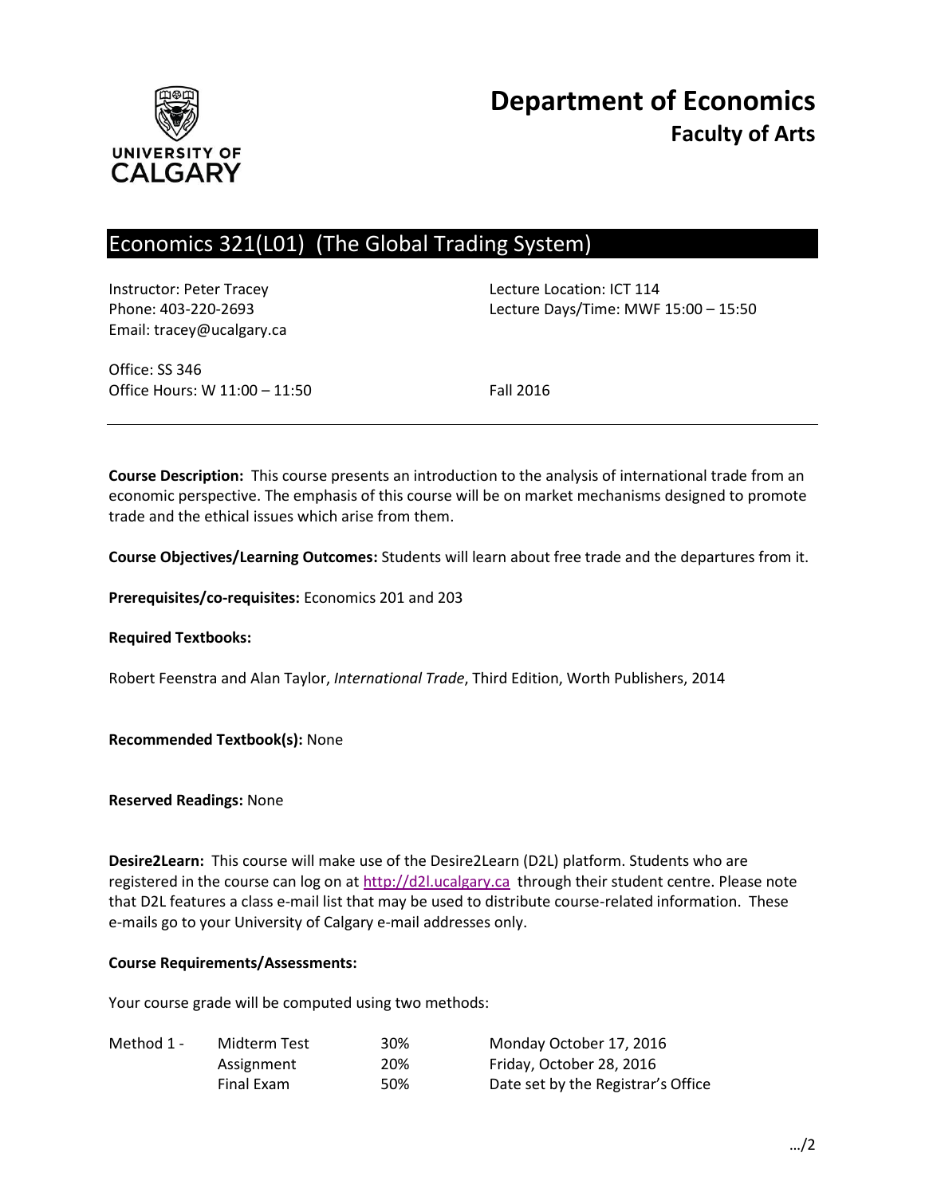# Department of Economics
## Faculty of Arts

UNIVERSITY OF CALGARY

## Economics 321(L01) (The Global Trading System)

Instructor: Peter Tracey
Phone: 403-220-2693
Email: tracey@ucalgary.ca

Lecture Location: ICT 114
Lecture Days/Time: MWF 15:00 – 15:50

Office: SS 346
Office Hours: W 11:00 – 11:50

Fall 2016

---

**Course Description:** This course presents an introduction to the analysis of international trade from an economic perspective. The emphasis of this course will be on market mechanisms designed to promote trade and the ethical issues which arise from them.

**Course Objectives/Learning Outcomes:** Students will learn about free trade and the departures from it.

**Prerequisites/co-requisites:** Economics 201 and 203

**Required Textbooks:**

Robert Feenstra and Alan Taylor, *International Trade*, Third Edition, Worth Publishers, 2014

**Recommended Textbook(s):** None

**Reserved Readings:** None

**Desire2Learn:** This course will make use of the Desire2Learn (D2L) platform. Students who are registered in the course can log on at http://d2l.ucalgary.ca through their student centre. Please note that D2L features a class e-mail list that may be used to distribute course-related information. These e-mails go to your University of Calgary e-mail addresses only.

**Course Requirements/Assessments:**

Your course grade will be computed using two methods:

| | | | |
|---|---|---|---|
| Method 1 - | Midterm Test | 30% | Monday October 17, 2016 |
| | Assignment | 20% | Friday, October 28, 2016 |
| | Final Exam | 50% | Date set by the Registrar's Office |

…/2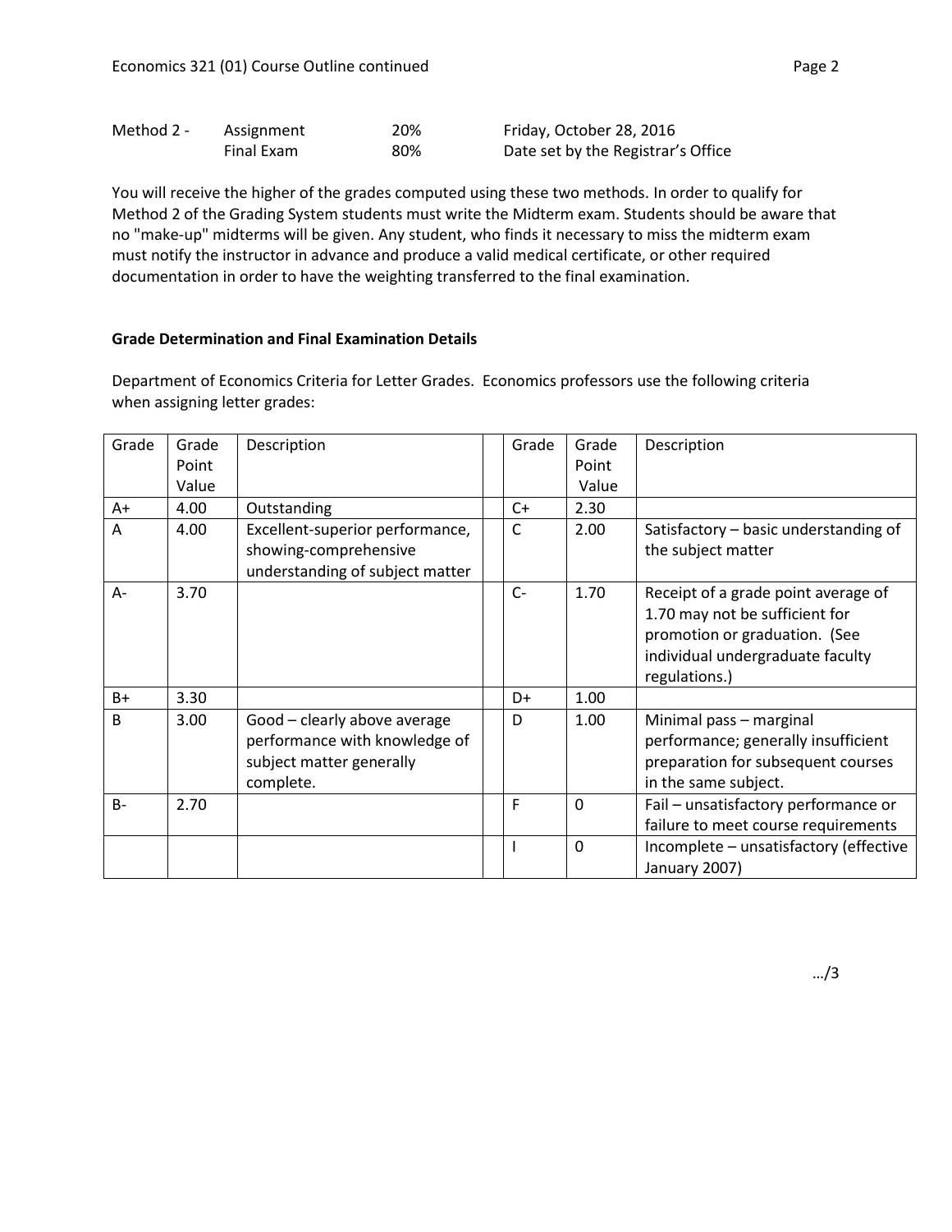| Method 2 - | Assignment | 20% | Friday, October 28, 2016 |
|---|---|---|---|
| | Final Exam | 80% | Date set by the Registrar's Office |

You will receive the higher of the grades computed using these two methods. In order to qualify for Method 2 of the Grading System students must write the Midterm exam. Students should be aware that no "make-up" midterms will be given. Any student, who finds it necessary to miss the midterm exam must notify the instructor in advance and produce a valid medical certificate, or other required documentation in order to have the weighting transferred to the final examination.

**Grade Determination and Final Examination Details**

Department of Economics Criteria for Letter Grades. Economics professors use the following criteria when assigning letter grades:

| Grade | Grade Point Value | Description | | Grade | Grade Point Value | Description |
|---|---|---|---|---|---|---|
| A+ | 4.00 | Outstanding | | C+ | 2.30 | |
| A | 4.00 | Excellent-superior performance, showing-comprehensive understanding of subject matter | | C | 2.00 | Satisfactory – basic understanding of the subject matter |
| A- | 3.70 | | | C- | 1.70 | Receipt of a grade point average of 1.70 may not be sufficient for promotion or graduation. (See individual undergraduate faculty regulations.) |
| B+ | 3.30 | | | D+ | 1.00 | |
| B | 3.00 | Good – clearly above average performance with knowledge of subject matter generally complete. | | D | 1.00 | Minimal pass – marginal performance; generally insufficient preparation for subsequent courses in the same subject. |
| B- | 2.70 | | | F | 0 | Fail – unsatisfactory performance or failure to meet course requirements |
| | | | | I | 0 | Incomplete – unsatisfactory (effective January 2007) |

…/3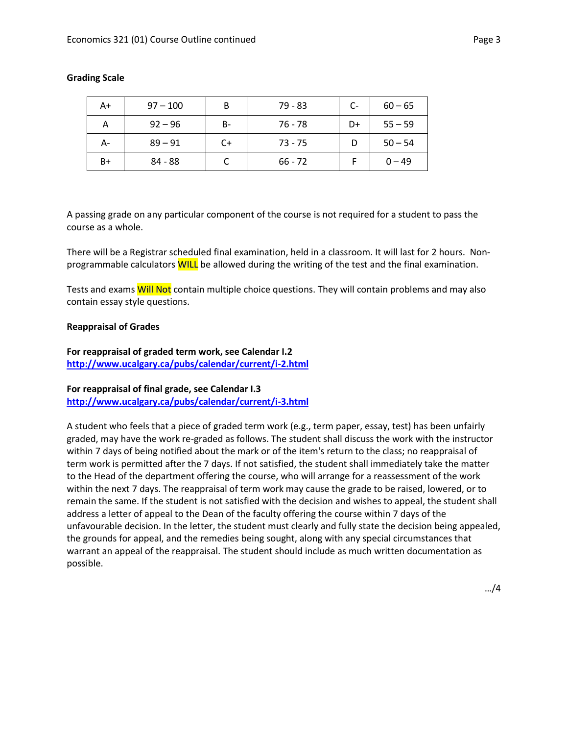**Grading Scale**

| A+ | 97 – 100 | B | 79 - 83 | C- | 60 – 65 |
|---|---|---|---|---|---|
| A | 92 – 96 | B- | 76 - 78 | D+ | 55 – 59 |
| A- | 89 – 91 | C+ | 73 - 75 | D | 50 – 54 |
| B+ | 84 - 88 | C | 66 - 72 | F | 0 – 49 |

A passing grade on any particular component of the course is not required for a student to pass the course as a whole.

There will be a Registrar scheduled final examination, held in a classroom. It will last for 2 hours. Non-programmable calculators WILL be allowed during the writing of the test and the final examination.

Tests and exams Will Not contain multiple choice questions. They will contain problems and may also contain essay style questions.

**Reappraisal of Grades**

**For reappraisal of graded term work, see Calendar I.2**
**http://www.ucalgary.ca/pubs/calendar/current/i-2.html**

**For reappraisal of final grade, see Calendar I.3**
**http://www.ucalgary.ca/pubs/calendar/current/i-3.html**

A student who feels that a piece of graded term work (e.g., term paper, essay, test) has been unfairly graded, may have the work re-graded as follows. The student shall discuss the work with the instructor within 7 days of being notified about the mark or of the item's return to the class; no reappraisal of term work is permitted after the 7 days. If not satisfied, the student shall immediately take the matter to the Head of the department offering the course, who will arrange for a reassessment of the work within the next 7 days. The reappraisal of term work may cause the grade to be raised, lowered, or to remain the same. If the student is not satisfied with the decision and wishes to appeal, the student shall address a letter of appeal to the Dean of the faculty offering the course within 7 days of the unfavourable decision. In the letter, the student must clearly and fully state the decision being appealed, the grounds for appeal, and the remedies being sought, along with any special circumstances that warrant an appeal of the reappraisal. The student should include as much written documentation as possible.

…/4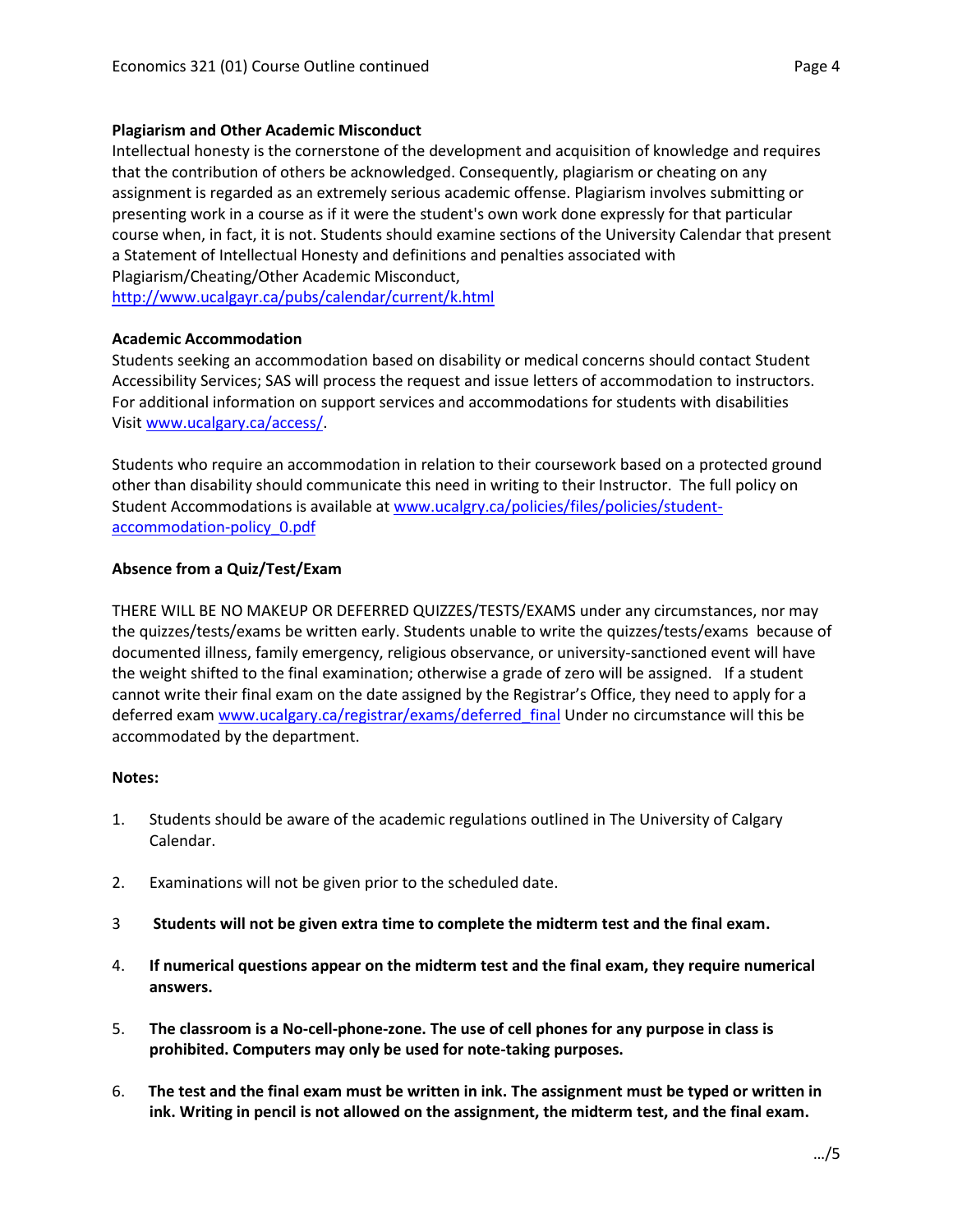**Plagiarism and Other Academic Misconduct**

Intellectual honesty is the cornerstone of the development and acquisition of knowledge and requires that the contribution of others be acknowledged. Consequently, plagiarism or cheating on any assignment is regarded as an extremely serious academic offense. Plagiarism involves submitting or presenting work in a course as if it were the student's own work done expressly for that particular course when, in fact, it is not. Students should examine sections of the University Calendar that present a Statement of Intellectual Honesty and definitions and penalties associated with Plagiarism/Cheating/Other Academic Misconduct, http://www.ucalgayr.ca/pubs/calendar/current/k.html

**Academic Accommodation**

Students seeking an accommodation based on disability or medical concerns should contact Student Accessibility Services; SAS will process the request and issue letters of accommodation to instructors. For additional information on support services and accommodations for students with disabilities Visit www.ucalgary.ca/access/.

Students who require an accommodation in relation to their coursework based on a protected ground other than disability should communicate this need in writing to their Instructor. The full policy on Student Accommodations is available at www.ucalgry.ca/policies/files/policies/student-accommodation-policy_0.pdf

**Absence from a Quiz/Test/Exam**

THERE WILL BE NO MAKEUP OR DEFERRED QUIZZES/TESTS/EXAMS under any circumstances, nor may the quizzes/tests/exams be written early. Students unable to write the quizzes/tests/exams because of documented illness, family emergency, religious observance, or university-sanctioned event will have the weight shifted to the final examination; otherwise a grade of zero will be assigned. If a student cannot write their final exam on the date assigned by the Registrar's Office, they need to apply for a deferred exam www.ucalgary.ca/registrar/exams/deferred_final Under no circumstance will this be accommodated by the department.

**Notes:**

1. Students should be aware of the academic regulations outlined in The University of Calgary Calendar.

2. Examinations will not be given prior to the scheduled date.

3 **Students will not be given extra time to complete the midterm test and the final exam.**

4. **If numerical questions appear on the midterm test and the final exam, they require numerical answers.**

5. **The classroom is a No-cell-phone-zone. The use of cell phones for any purpose in class is prohibited. Computers may only be used for note-taking purposes.**

6. **The test and the final exam must be written in ink. The assignment must be typed or written in ink. Writing in pencil is not allowed on the assignment, the midterm test, and the final exam.**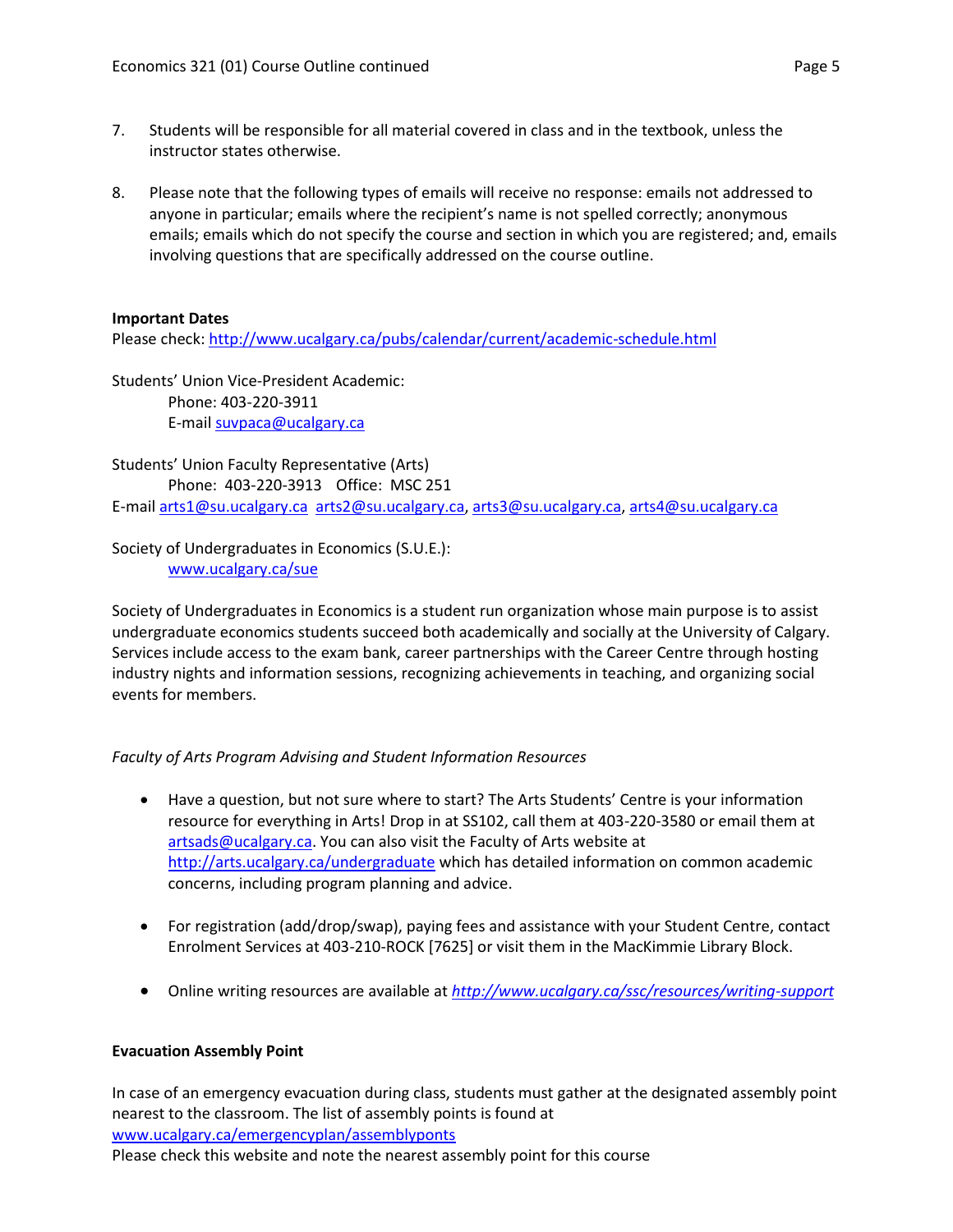7. Students will be responsible for all material covered in class and in the textbook, unless the instructor states otherwise.

8. Please note that the following types of emails will receive no response: emails not addressed to anyone in particular; emails where the recipient's name is not spelled correctly; anonymous emails; emails which do not specify the course and section in which you are registered; and, emails involving questions that are specifically addressed on the course outline.

**Important Dates**
Please check: http://www.ucalgary.ca/pubs/calendar/current/academic-schedule.html

Students' Union Vice-President Academic:
Phone: 403-220-3911
E-mail suvpaca@ucalgary.ca

Students' Union Faculty Representative (Arts)
Phone: 403-220-3913 Office: MSC 251
E-mail arts1@su.ucalgary.ca arts2@su.ucalgary.ca, arts3@su.ucalgary.ca, arts4@su.ucalgary.ca

Society of Undergraduates in Economics (S.U.E.):
www.ucalgary.ca/sue

Society of Undergraduates in Economics is a student run organization whose main purpose is to assist undergraduate economics students succeed both academically and socially at the University of Calgary. Services include access to the exam bank, career partnerships with the Career Centre through hosting industry nights and information sessions, recognizing achievements in teaching, and organizing social events for members.

*Faculty of Arts Program Advising and Student Information Resources*

- Have a question, but not sure where to start? The Arts Students' Centre is your information resource for everything in Arts! Drop in at SS102, call them at 403-220-3580 or email them at artsads@ucalgary.ca. You can also visit the Faculty of Arts website at http://arts.ucalgary.ca/undergraduate which has detailed information on common academic concerns, including program planning and advice.

- For registration (add/drop/swap), paying fees and assistance with your Student Centre, contact Enrolment Services at 403-210-ROCK [7625] or visit them in the MacKimmie Library Block.

- Online writing resources are available at *http://www.ucalgary.ca/ssc/resources/writing-support*

**Evacuation Assembly Point**

In case of an emergency evacuation during class, students must gather at the designated assembly point nearest to the classroom. The list of assembly points is found at
www.ucalgary.ca/emergencyplan/assemblypoints
Please check this website and note the nearest assembly point for this course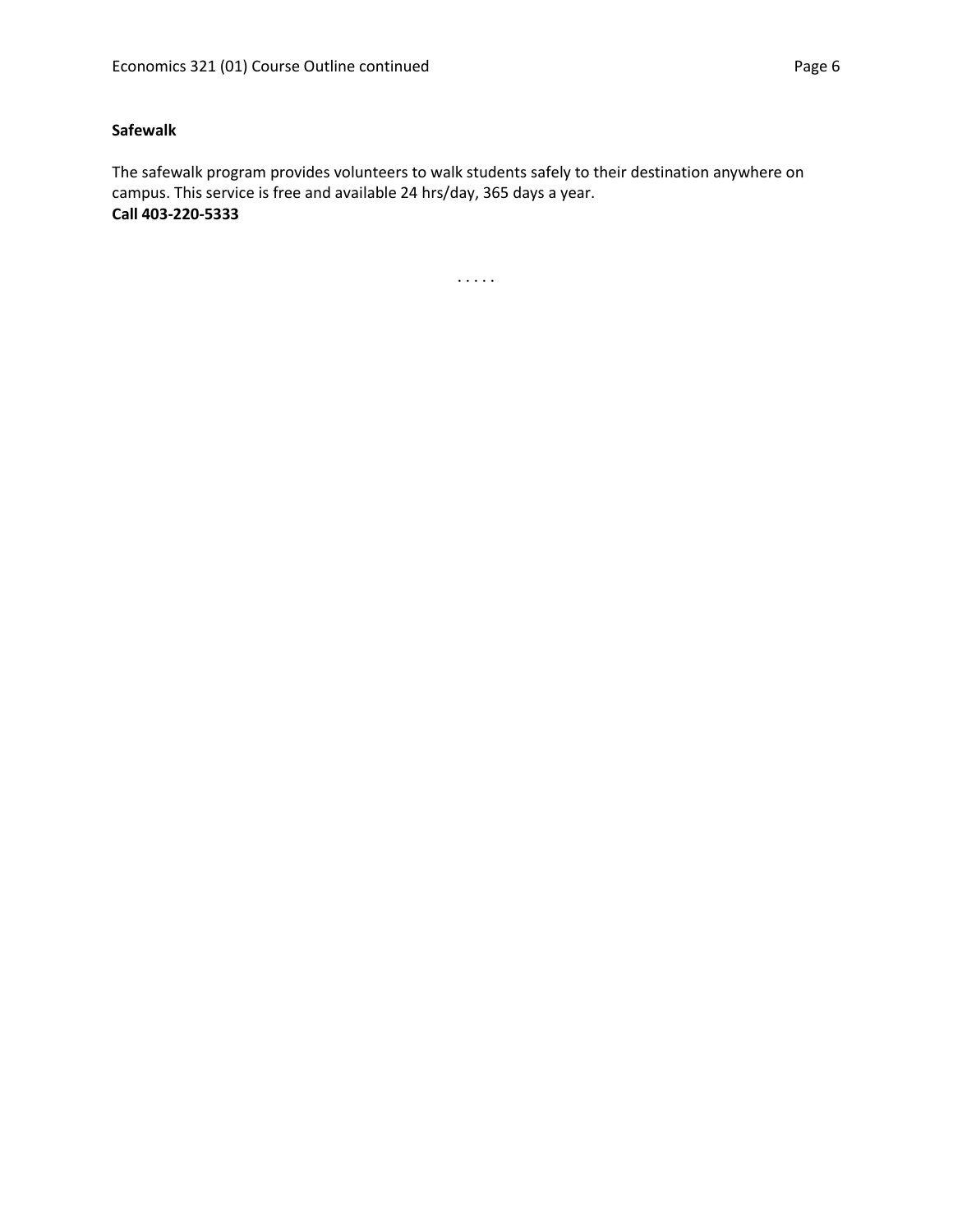**Safewalk**

The safewalk program provides volunteers to walk students safely to their destination anywhere on campus. This service is free and available 24 hrs/day, 365 days a year.
**Call 403-220-5333**

. . . . .